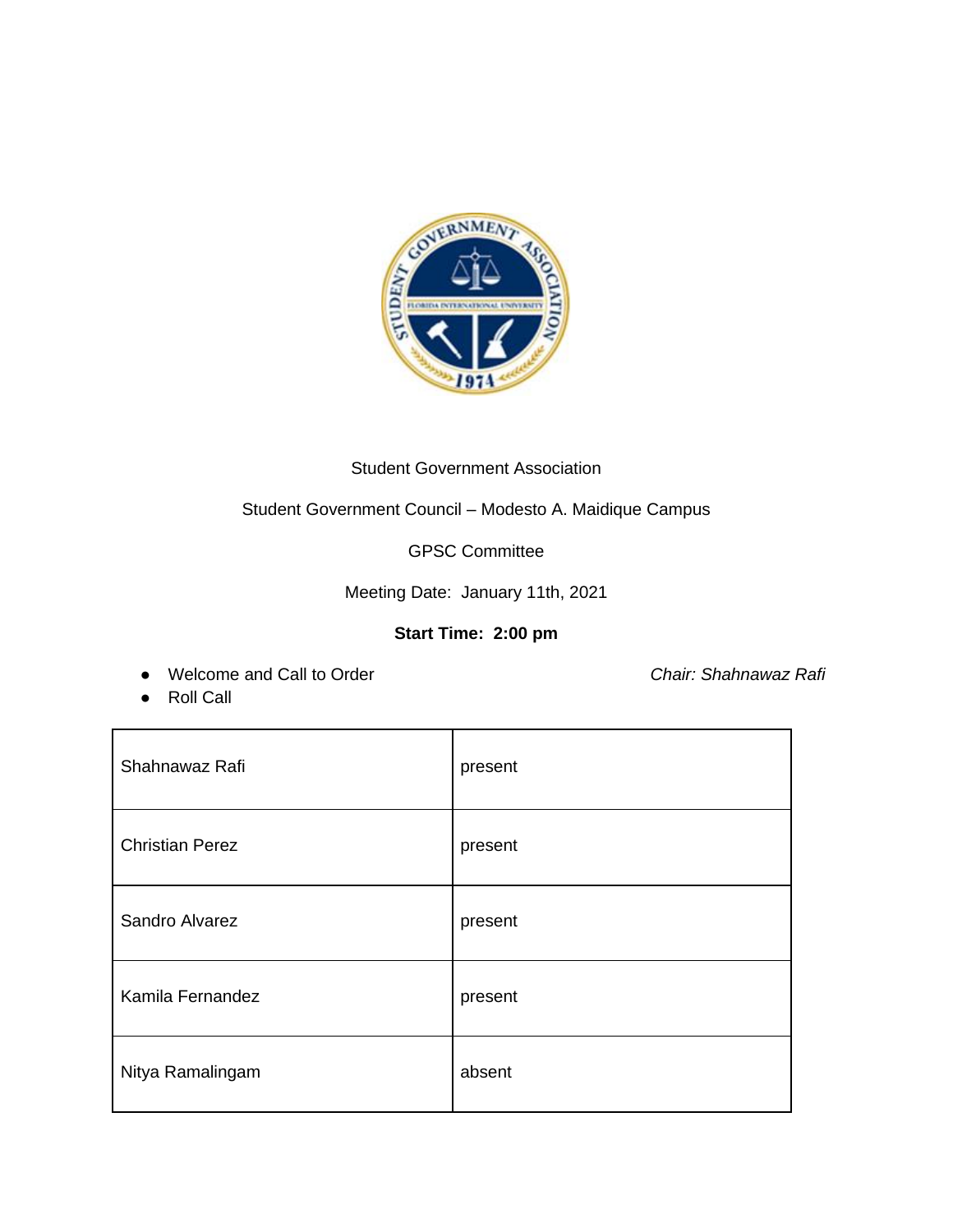Student Government Association

Student Government Council – Modesto A. Maidique Campus

GPSC Committee

Meeting Date: January 11th, 2021

**Start Time: 2:00 pm**

- Welcome and Call to Order — *Chair: Shahnawaz Rafi*
- Roll Call

| | |
|---|---|
| Shahnawaz Rafi | present |
| Christian Perez | present |
| Sandro Alvarez | present |
| Kamila Fernandez | present |
| Nitya Ramalingam | absent |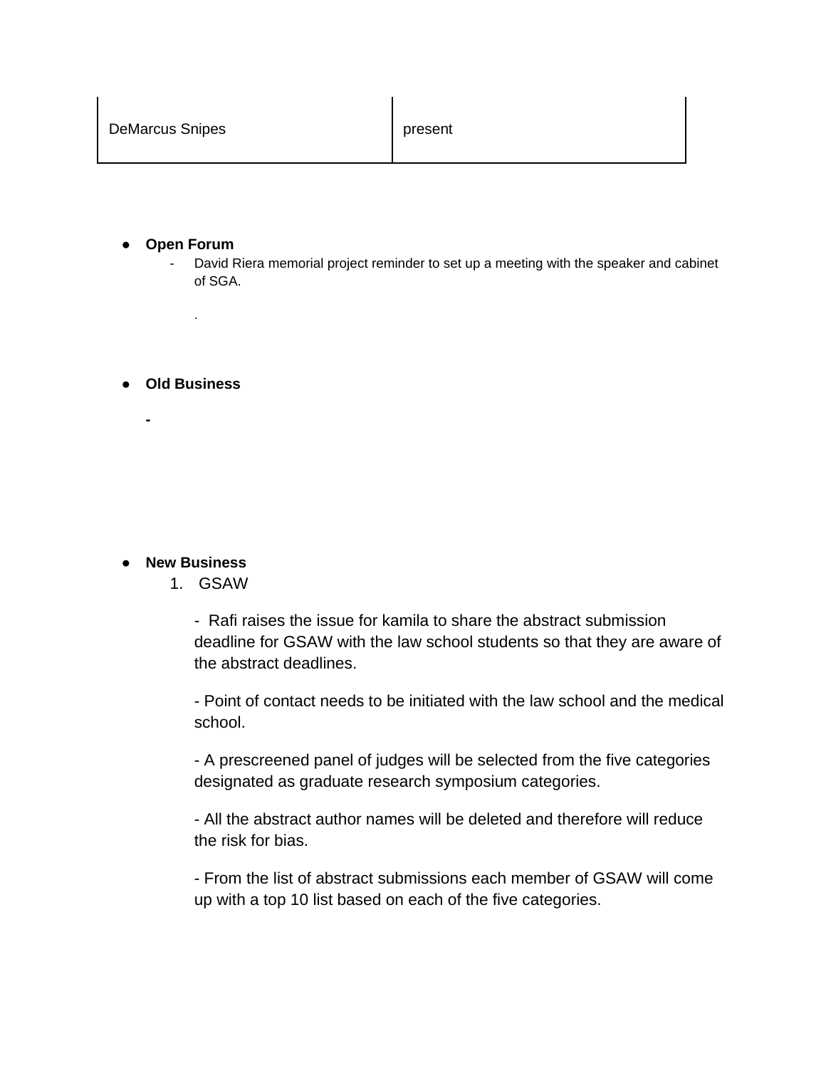| DeMarcus Snipes | present |
|---|---|

- **Open Forum**
    - David Riera memorial project reminder to set up a meeting with the speaker and cabinet of SGA.

      .

- **Old Business**

  -

- **New Business**
    1. GSAW

       - Rafi raises the issue for kamila to share the abstract submission deadline for GSAW with the law school students so that they are aware of the abstract deadlines.

       - Point of contact needs to be initiated with the law school and the medical school.

       - A prescreened panel of judges will be selected from the five categories designated as graduate research symposium categories.

       - All the abstract author names will be deleted and therefore will reduce the risk for bias.

       - From the list of abstract submissions each member of GSAW will come up with a top 10 list based on each of the five categories.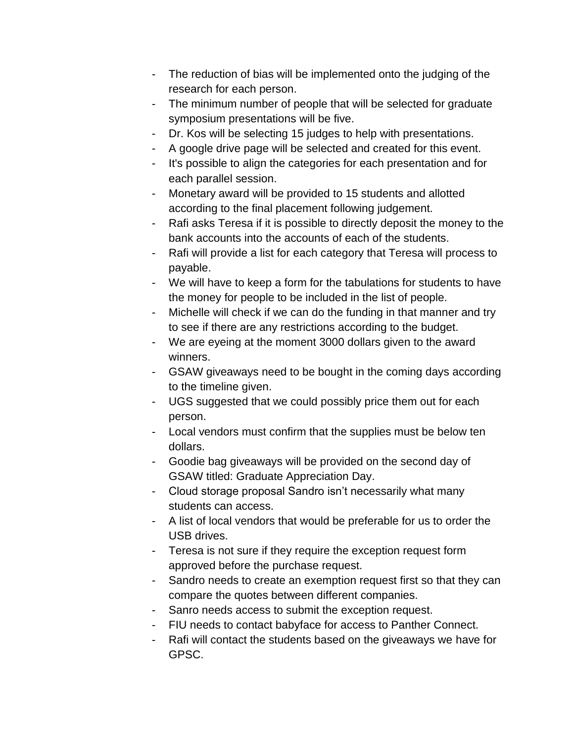- The reduction of bias will be implemented onto the judging of the research for each person.
- The minimum number of people that will be selected for graduate symposium presentations will be five.
- Dr. Kos will be selecting 15 judges to help with presentations.
- A google drive page will be selected and created for this event.
- It's possible to align the categories for each presentation and for each parallel session.
- Monetary award will be provided to 15 students and allotted according to the final placement following judgement.
- Rafi asks Teresa if it is possible to directly deposit the money to the bank accounts into the accounts of each of the students.
- Rafi will provide a list for each category that Teresa will process to payable.
- We will have to keep a form for the tabulations for students to have the money for people to be included in the list of people.
- Michelle will check if we can do the funding in that manner and try to see if there are any restrictions according to the budget.
- We are eyeing at the moment 3000 dollars given to the award winners.
- GSAW giveaways need to be bought in the coming days according to the timeline given.
- UGS suggested that we could possibly price them out for each person.
- Local vendors must confirm that the supplies must be below ten dollars.
- Goodie bag giveaways will be provided on the second day of GSAW titled: Graduate Appreciation Day.
- Cloud storage proposal Sandro isn't necessarily what many students can access.
- A list of local vendors that would be preferable for us to order the USB drives.
- Teresa is not sure if they require the exception request form approved before the purchase request.
- Sandro needs to create an exemption request first so that they can compare the quotes between different companies.
- Sanro needs access to submit the exception request.
- FIU needs to contact babyface for access to Panther Connect.
- Rafi will contact the students based on the giveaways we have for GPSC.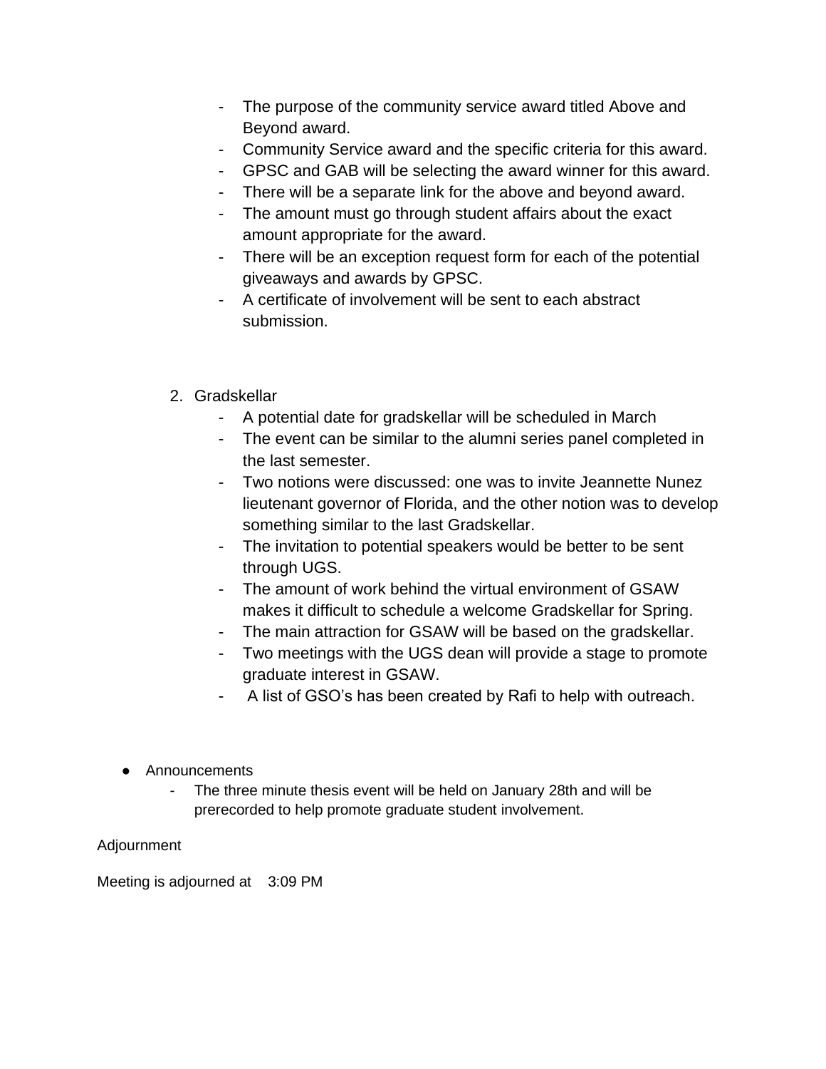- The purpose of the community service award titled Above and Beyond award.
- Community Service award and the specific criteria for this award.
- GPSC and GAB will be selecting the award winner for this award.
- There will be a separate link for the above and beyond award.
- The amount must go through student affairs about the exact amount appropriate for the award.
- There will be an exception request form for each of the potential giveaways and awards by GPSC.
- A certificate of involvement will be sent to each abstract submission.

2. Gradskellar
   - A potential date for gradskellar will be scheduled in March
   - The event can be similar to the alumni series panel completed in the last semester.
   - Two notions were discussed: one was to invite Jeannette Nunez lieutenant governor of Florida, and the other notion was to develop something similar to the last Gradskellar.
   - The invitation to potential speakers would be better to be sent through UGS.
   - The amount of work behind the virtual environment of GSAW makes it difficult to schedule a welcome Gradskellar for Spring.
   - The main attraction for GSAW will be based on the gradskellar.
   - Two meetings with the UGS dean will provide a stage to promote graduate interest in GSAW.
   - A list of GSO's has been created by Rafi to help with outreach.

- Announcements
  - The three minute thesis event will be held on January 28th and will be prerecorded to help promote graduate student involvement.

Adjournment

Meeting is adjourned at 3:09 PM